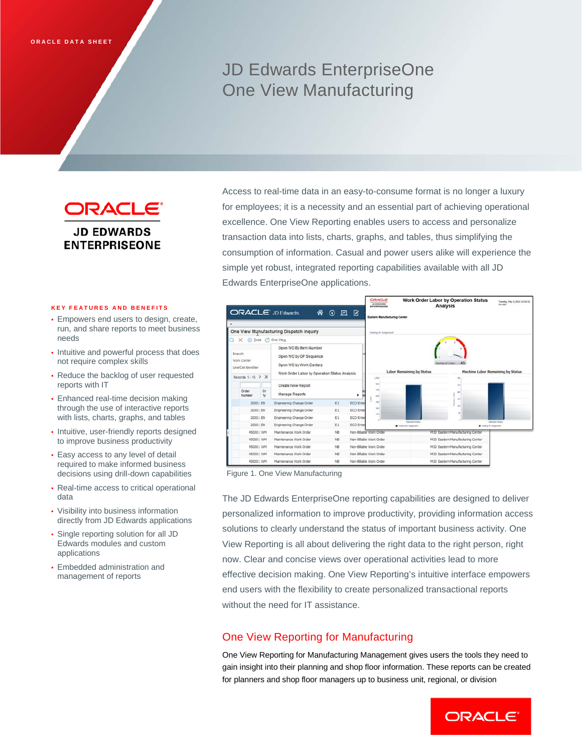ORACLE DATA SHEET

# JD Edwards EnterpriseOne One View Manufacturing

ORACLE
JD EDWARDS ENTERPRISEONE

Access to real-time data in an easy-to-consume format is no longer a luxury for employees; it is a necessity and an essential part of achieving operational excellence. One View Reporting enables users to access and personalize transaction data into lists, charts, graphs, and tables, thus simplifying the consumption of information. Casual and power users alike will experience the simple yet robust, integrated reporting capabilities available with all JD Edwards EnterpriseOne applications.

### KEY FEATURES AND BENEFITS

- Empowers end users to design, create, run, and share reports to meet business needs
- Intuitive and powerful process that does not require complex skills
- Reduce the backlog of user requested reports with IT
- Enhanced real-time decision making through the use of interactive reports with lists, charts, graphs, and tables
- Intuitive, user-friendly reports designed to improve business productivity
- Easy access to any level of detail required to make informed business decisions using drill-down capabilities
- Real-time access to critical operational data
- Visibility into business information directly from JD Edwards applications
- Single reporting solution for all JD Edwards modules and custom applications
- Embedded administration and management of reports

Figure 1. One View Manufacturing

The JD Edwards EnterpriseOne reporting capabilities are designed to deliver personalized information to improve productivity, providing information access solutions to clearly understand the status of important business activity. One View Reporting is all about delivering the right data to the right person, right now. Clear and concise views over operational activities lead to more effective decision making. One View Reporting's intuitive interface empowers end users with the flexibility to create personalized transactional reports without the need for IT assistance.

## One View Reporting for Manufacturing

One View Reporting for Manufacturing Management gives users the tools they need to gain insight into their planning and shop floor information. These reports can be created for planners and shop floor managers up to business unit, regional, or division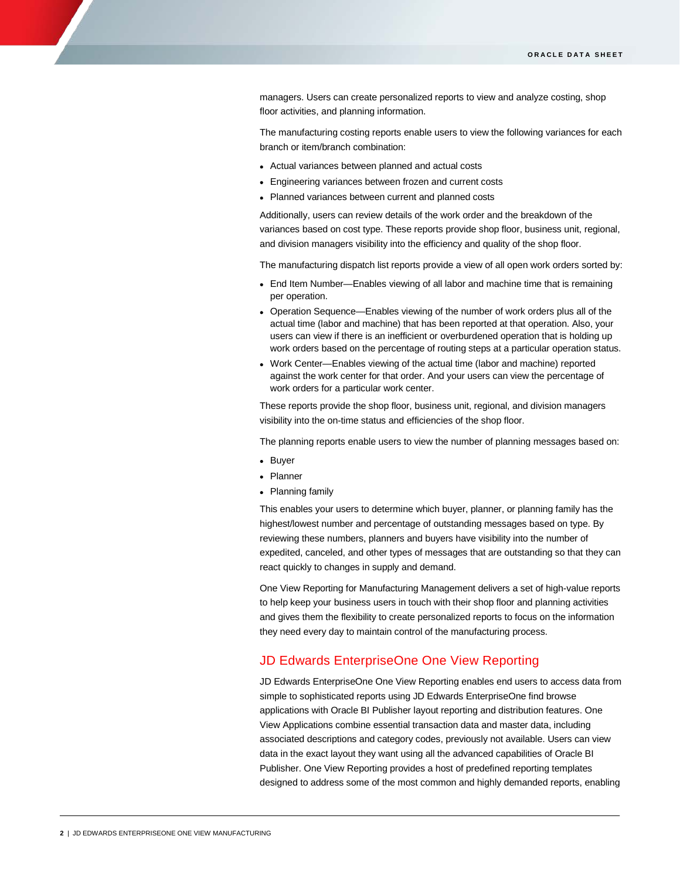managers. Users can create personalized reports to view and analyze costing, shop floor activities, and planning information.

The manufacturing costing reports enable users to view the following variances for each branch or item/branch combination:

- Actual variances between planned and actual costs
- Engineering variances between frozen and current costs
- Planned variances between current and planned costs

Additionally, users can review details of the work order and the breakdown of the variances based on cost type. These reports provide shop floor, business unit, regional, and division managers visibility into the efficiency and quality of the shop floor.

The manufacturing dispatch list reports provide a view of all open work orders sorted by:

- End Item Number—Enables viewing of all labor and machine time that is remaining per operation.
- Operation Sequence—Enables viewing of the number of work orders plus all of the actual time (labor and machine) that has been reported at that operation. Also, your users can view if there is an inefficient or overburdened operation that is holding up work orders based on the percentage of routing steps at a particular operation status.
- Work Center—Enables viewing of the actual time (labor and machine) reported against the work center for that order. And your users can view the percentage of work orders for a particular work center.

These reports provide the shop floor, business unit, regional, and division managers visibility into the on-time status and efficiencies of the shop floor.

The planning reports enable users to view the number of planning messages based on:

- Buyer
- Planner
- Planning family

This enables your users to determine which buyer, planner, or planning family has the highest/lowest number and percentage of outstanding messages based on type. By reviewing these numbers, planners and buyers have visibility into the number of expedited, canceled, and other types of messages that are outstanding so that they can react quickly to changes in supply and demand.

One View Reporting for Manufacturing Management delivers a set of high-value reports to help keep your business users in touch with their shop floor and planning activities and gives them the flexibility to create personalized reports to focus on the information they need every day to maintain control of the manufacturing process.

## JD Edwards EnterpriseOne One View Reporting

JD Edwards EnterpriseOne One View Reporting enables end users to access data from simple to sophisticated reports using JD Edwards EnterpriseOne find browse applications with Oracle BI Publisher layout reporting and distribution features. One View Applications combine essential transaction data and master data, including associated descriptions and category codes, previously not available. Users can view data in the exact layout they want using all the advanced capabilities of Oracle BI Publisher. One View Reporting provides a host of predefined reporting templates designed to address some of the most common and highly demanded reports, enabling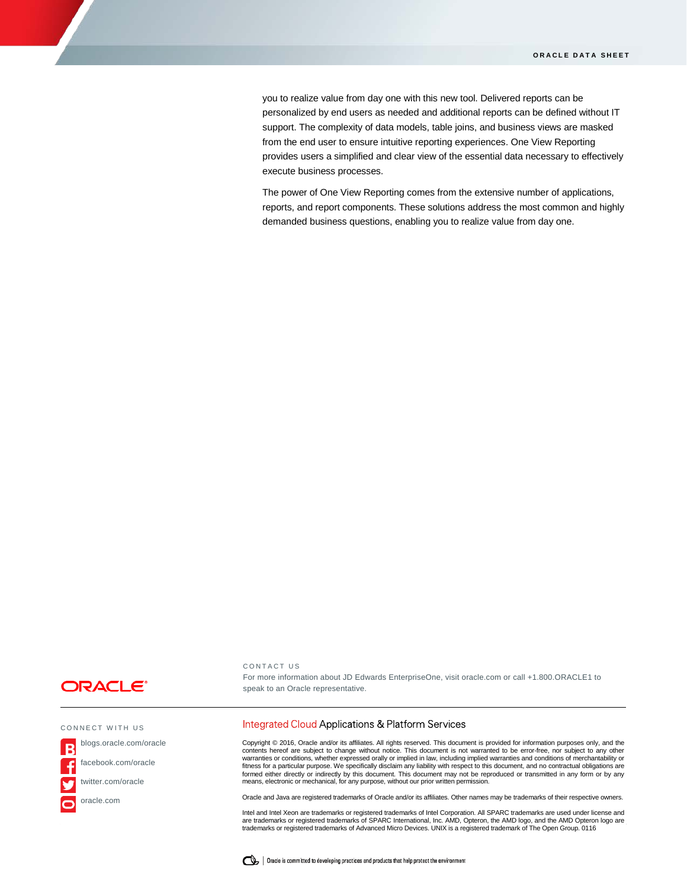you to realize value from day one with this new tool. Delivered reports can be personalized by end users as needed and additional reports can be defined without IT support. The complexity of data models, table joins, and business views are masked from the end user to ensure intuitive reporting experiences. One View Reporting provides users a simplified and clear view of the essential data necessary to effectively execute business processes.

The power of One View Reporting comes from the extensive number of applications, reports, and report components. These solutions address the most common and highly demanded business questions, enabling you to realize value from day one.

CONTACT US

For more information about JD Edwards EnterpriseOne, visit oracle.com or call +1.800.ORACLE1 to speak to an Oracle representative.

CONNECT WITH US

blogs.oracle.com/oracle

facebook.com/oracle

twitter.com/oracle

oracle.com

Integrated Cloud Applications & Platform Services

Copyright © 2016, Oracle and/or its affiliates. All rights reserved. This document is provided for information purposes only, and the contents hereof are subject to change without notice. This document is not warranted to be error-free, nor subject to any other warranties or conditions, whether expressed orally or implied in law, including implied warranties and conditions of merchantability or fitness for a particular purpose. We specifically disclaim any liability with respect to this document, and no contractual obligations are formed either directly or indirectly by this document. This document may not be reproduced or transmitted in any form or by any means, electronic or mechanical, for any purpose, without our prior written permission.

Oracle and Java are registered trademarks of Oracle and/or its affiliates. Other names may be trademarks of their respective owners.

Intel and Intel Xeon are trademarks or registered trademarks of Intel Corporation. All SPARC trademarks are used under license and are trademarks or registered trademarks of SPARC International, Inc. AMD, Opteron, the AMD logo, and the AMD Opteron logo are trademarks or registered trademarks of Advanced Micro Devices. UNIX is a registered trademark of The Open Group. 0116

Oracle is committed to developing practices and products that help protect the environment